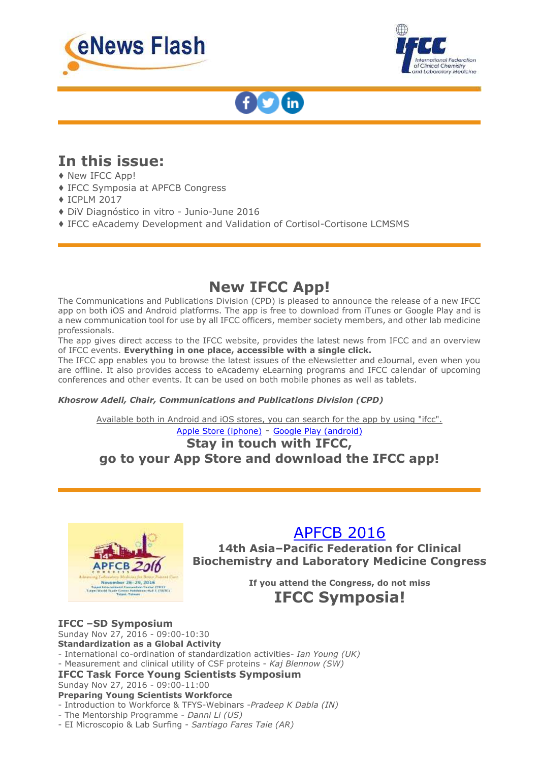eNews Flash

IFCC International Federation of Clinical Chemistry and Laboratory Medicine

## In this issue:

♦ New IFCC App!
♦ IFCC Symposia at APFCB Congress
♦ ICPLM 2017
♦ DiV Diagnóstico in vitro - Junio-June 2016
♦ IFCC eAcademy Development and Validation of Cortisol-Cortisone LCMSMS

## New IFCC App!

The Communications and Publications Division (CPD) is pleased to announce the release of a new IFCC app on both iOS and Android platforms. The app is free to download from iTunes or Google Play and is a new communication tool for use by all IFCC officers, member society members, and other lab medicine professionals.

The app gives direct access to the IFCC website, provides the latest news from IFCC and an overview of IFCC events. **Everything in one place, accessible with a single click.**

The IFCC app enables you to browse the latest issues of the eNewsletter and eJournal, even when you are offline. It also provides access to eAcademy eLearning programs and IFCC calendar of upcoming conferences and other events. It can be used on both mobile phones as well as tablets.

***Khosrow Adeli, Chair, Communications and Publications Division (CPD)***

Available both in Android and iOS stores, you can search for the app by using "ifcc".

Apple Store (iphone) - Google Play (android)

**Stay in touch with IFCC,**
**go to your App Store and download the IFCC app!**

## APFCB 2016

**14th Asia–Pacific Federation for Clinical Biochemistry and Laboratory Medicine Congress**

**If you attend the Congress, do not miss**

**IFCC Symposia!**

**IFCC –SD Symposium**
Sunday Nov 27, 2016 - 09:00-10:30
**Standardization as a Global Activity**
- International co-ordination of standardization activities- *Ian Young (UK)*
- Measurement and clinical utility of CSF proteins - *Kaj Blennow (SW)*

**IFCC Task Force Young Scientists Symposium**
Sunday Nov 27, 2016 - 09:00-11:00
**Preparing Young Scientists Workforce**
- Introduction to Workforce & TFYS-Webinars -*Pradeep K Dabla (IN)*
- The Mentorship Programme - *Danni Li (US)*
- EI Microscopio & Lab Surfing - *Santiago Fares Taie (AR)*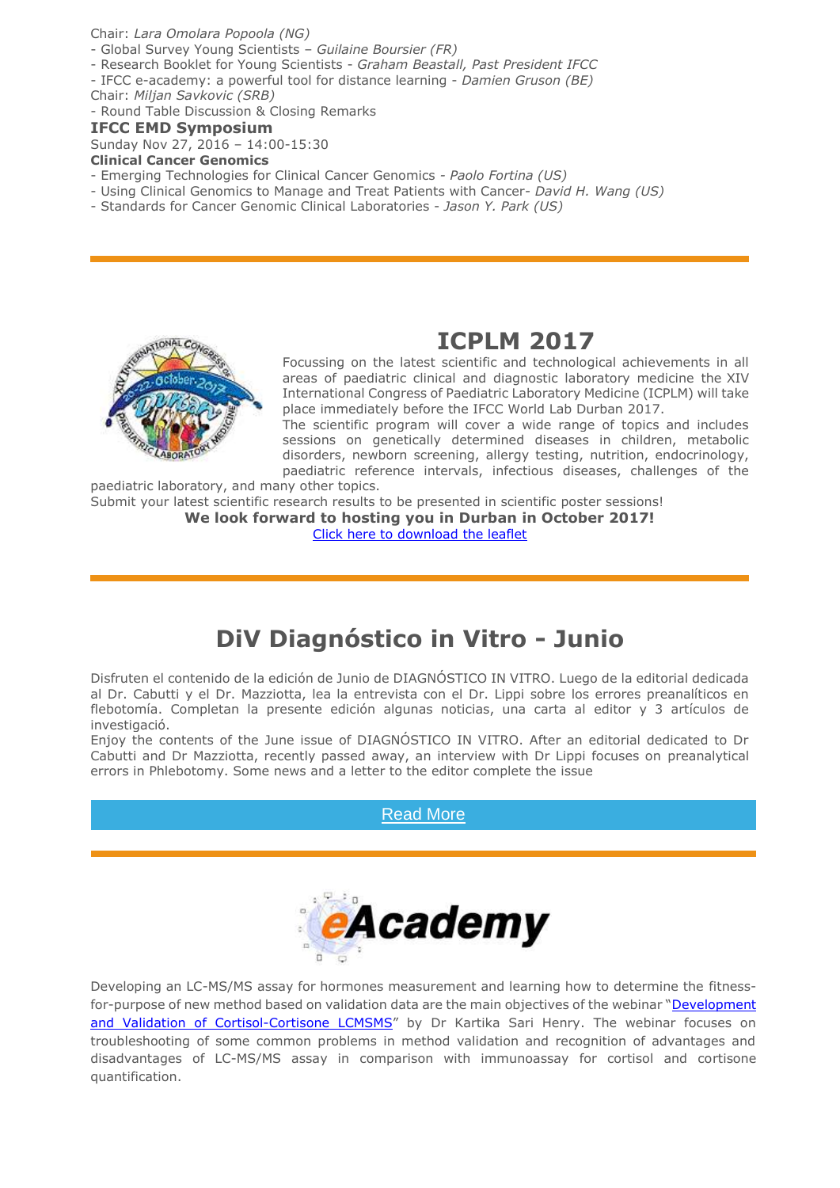Chair: *Lara Omolara Popoola (NG)*
- Global Survey Young Scientists – *Guilaine Boursier (FR)*
- Research Booklet for Young Scientists - *Graham Beastall, Past President IFCC*
- IFCC e-academy: a powerful tool for distance learning - *Damien Gruson (BE)*

Chair: *Miljan Savkovic (SRB)*
- Round Table Discussion & Closing Remarks

**IFCC EMD Symposium**

Sunday Nov 27, 2016 – 14:00-15:30

**Clinical Cancer Genomics**
- Emerging Technologies for Clinical Cancer Genomics - *Paolo Fortina (US)*
- Using Clinical Genomics to Manage and Treat Patients with Cancer- *David H. Wang (US)*
- Standards for Cancer Genomic Clinical Laboratories - *Jason Y. Park (US)*

---

# ICPLM 2017

Focussing on the latest scientific and technological achievements in all areas of paediatric clinical and diagnostic laboratory medicine the XIV International Congress of Paediatric Laboratory Medicine (ICPLM) will take place immediately before the IFCC World Lab Durban 2017.

The scientific program will cover a wide range of topics and includes sessions on genetically determined diseases in children, metabolic disorders, newborn screening, allergy testing, nutrition, endocrinology, paediatric reference intervals, infectious diseases, challenges of the paediatric laboratory, and many other topics.

Submit your latest scientific research results to be presented in scientific poster sessions!

**We look forward to hosting you in Durban in October 2017!**

Click here to download the leaflet

---

# DiV Diagnóstico in Vitro - Junio

Disfruten el contenido de la edición de Junio de DIAGNÓSTICO IN VITRO. Luego de la editorial dedicada al Dr. Cabutti y el Dr. Mazziotta, lea la entrevista con el Dr. Lippi sobre los errores preanalíticos en flebotomía. Completan la presente edición algunas noticias, una carta al editor y 3 artículos de investigació.

Enjoy the contents of the June issue of DIAGNÓSTICO IN VITRO. After an editorial dedicated to Dr Cabutti and Dr Mazziotta, recently passed away, an interview with Dr Lippi focuses on preanalytical errors in Phlebotomy. Some news and a letter to the editor complete the issue

Read More

---

**eAcademy**

Developing an LC-MS/MS assay for hormones measurement and learning how to determine the fitness-for-purpose of new method based on validation data are the main objectives of the webinar "Development and Validation of Cortisol-Cortisone LCMSMS" by Dr Kartika Sari Henry. The webinar focuses on troubleshooting of some common problems in method validation and recognition of advantages and disadvantages of LC-MS/MS assay in comparison with immunoassay for cortisol and cortisone quantification.